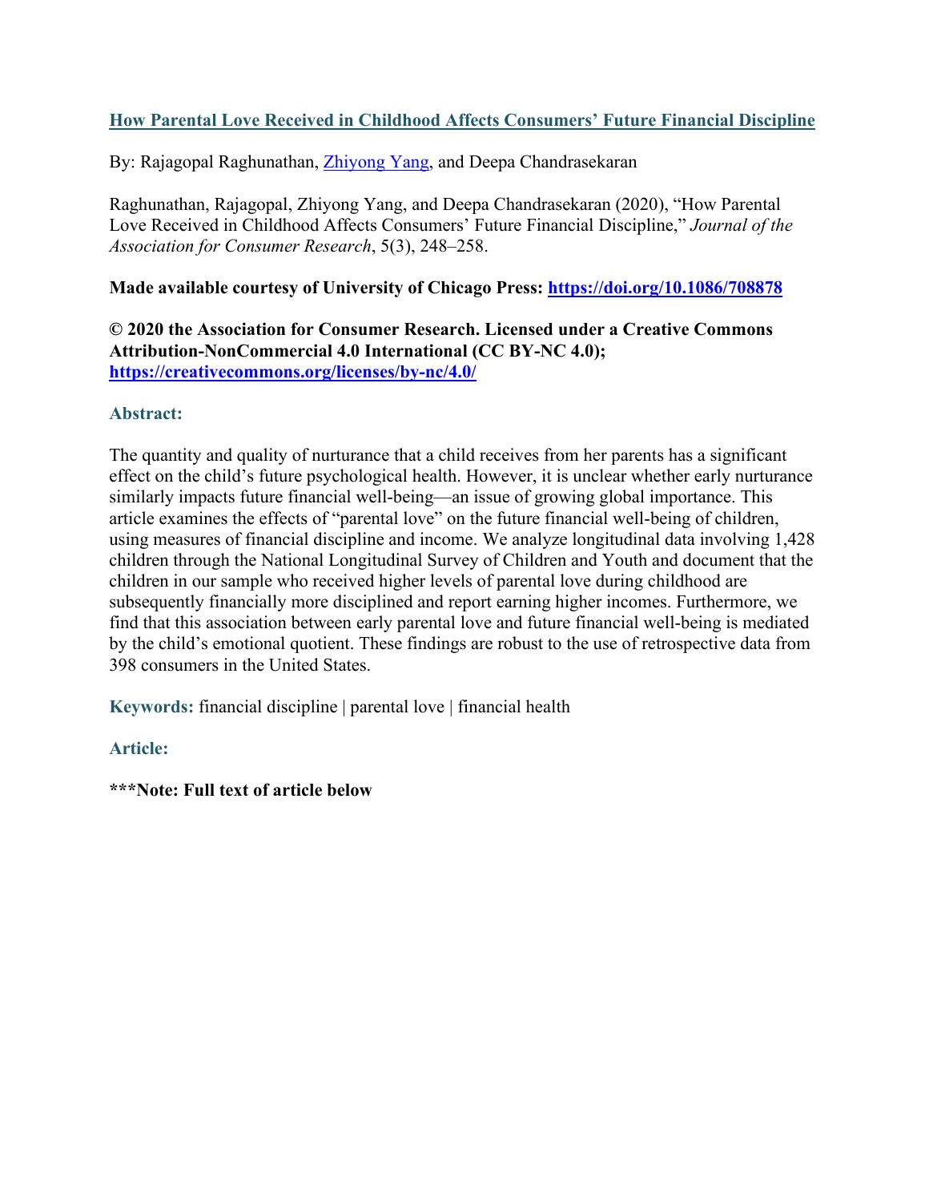# [How Parental Love Received in Childhood Affects Consumers' Future Financial Discipline](https://doi.org/10.1086/708878)

By: Rajagopal Raghunathan, [Zhiyong Yang](https://libres.uncg.edu/ir/uncg/clist.aspx?id=25823), and Deepa Chandrasekaran

Raghunathan, Rajagopal, Zhiyong Yang, and Deepa Chandrasekaran (2020), "How Parental Love Received in Childhood Affects Consumers' Future Financial Discipline," *Journal of the Association for Consumer Research*, 5(3), 248–258.

**Made available courtesy of University of Chicago Press: [https://doi.org/10.1086/708878](https://doi.org/10.1086/708878)**

**© 2020 the Association for Consumer Research. Licensed under a Creative Commons Attribution-NonCommercial 4.0 International (CC BY-NC 4.0); [https://creativecommons.org/licenses/by-nc/4.0/](https://creativecommons.org/licenses/by-nc/4.0/)**

### Abstract:

The quantity and quality of nurturance that a child receives from her parents has a significant effect on the child's future psychological health. However, it is unclear whether early nurturance similarly impacts future financial well-being—an issue of growing global importance. This article examines the effects of "parental love" on the future financial well-being of children, using measures of financial discipline and income. We analyze longitudinal data involving 1,428 children through the National Longitudinal Survey of Children and Youth and document that the children in our sample who received higher levels of parental love during childhood are subsequently financially more disciplined and report earning higher incomes. Furthermore, we find that this association between early parental love and future financial well-being is mediated by the child's emotional quotient. These findings are robust to the use of retrospective data from 398 consumers in the United States.

**Keywords:** financial discipline | parental love | financial health

### Article:

**\*\*\*Note: Full text of article below**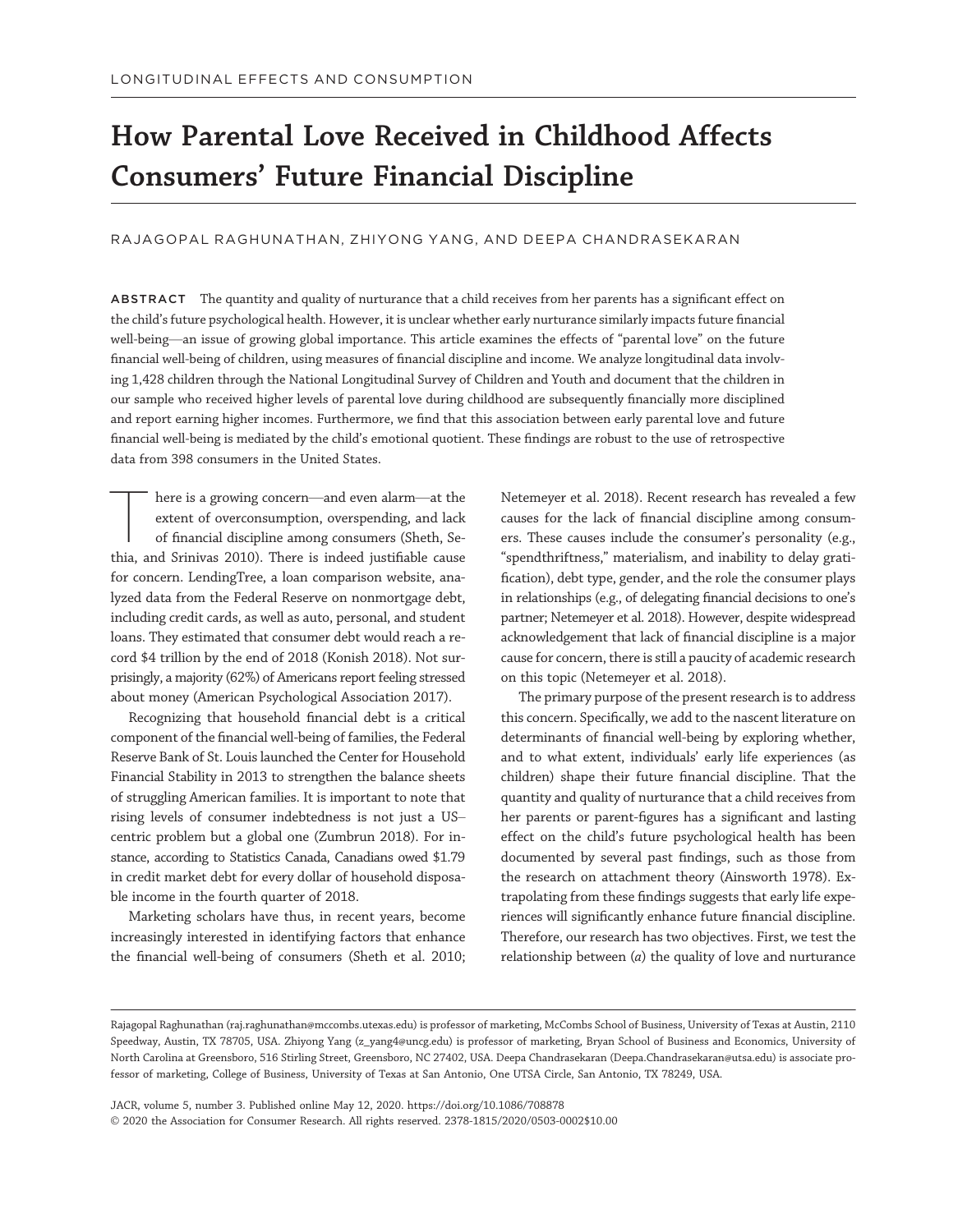# How Parental Love Received in Childhood Affects Consumers' Future Financial Discipline

RAJAGOPAL RAGHUNATHAN, ZHIYONG YANG, AND DEEPA CHANDRASEKARAN

**ABSTRACT** The quantity and quality of nurturance that a child receives from her parents has a significant effect on the child's future psychological health. However, it is unclear whether early nurturance similarly impacts future financial well-being—an issue of growing global importance. This article examines the effects of "parental love" on the future financial well-being of children, using measures of financial discipline and income. We analyze longitudinal data involving 1,428 children through the National Longitudinal Survey of Children and Youth and document that the children in our sample who received higher levels of parental love during childhood are subsequently financially more disciplined and report earning higher incomes. Furthermore, we find that this association between early parental love and future financial well-being is mediated by the child's emotional quotient. These findings are robust to the use of retrospective data from 398 consumers in the United States.

There is a growing concern—and even alarm—at the extent of overconsumption, overspending, and lack of financial discipline among consumers (Sheth, Sethia, and Srinivas 2010). There is indeed justifiable cause for concern. LendingTree, a loan comparison website, analyzed data from the Federal Reserve on nonmortgage debt, including credit cards, as well as auto, personal, and student loans. They estimated that consumer debt would reach a record $4 trillion by the end of 2018 (Konish 2018). Not surprisingly, a majority (62%) of Americans report feeling stressed about money (American Psychological Association 2017).

Recognizing that household financial debt is a critical component of the financial well-being of families, the Federal Reserve Bank of St. Louis launched the Center for Household Financial Stability in 2013 to strengthen the balance sheets of struggling American families. It is important to note that rising levels of consumer indebtedness is not just a US–centric problem but a global one (Zumbrun 2018). For instance, according to Statistics Canada, Canadians owed $1.79 in credit market debt for every dollar of household disposable income in the fourth quarter of 2018.

Marketing scholars have thus, in recent years, become increasingly interested in identifying factors that enhance the financial well-being of consumers (Sheth et al. 2010; Netemeyer et al. 2018). Recent research has revealed a few causes for the lack of financial discipline among consumers. These causes include the consumer's personality (e.g., "spendthriftness," materialism, and inability to delay gratification), debt type, gender, and the role the consumer plays in relationships (e.g., of delegating financial decisions to one's partner; Netemeyer et al. 2018). However, despite widespread acknowledgement that lack of financial discipline is a major cause for concern, there is still a paucity of academic research on this topic (Netemeyer et al. 2018).

The primary purpose of the present research is to address this concern. Specifically, we add to the nascent literature on determinants of financial well-being by exploring whether, and to what extent, individuals' early life experiences (as children) shape their future financial discipline. That the quantity and quality of nurturance that a child receives from her parents or parent-figures has a significant and lasting effect on the child's future psychological health has been documented by several past findings, such as those from the research on attachment theory (Ainsworth 1978). Extrapolating from these findings suggests that early life experiences will significantly enhance future financial discipline. Therefore, our research has two objectives. First, we test the relationship between (*a*) the quality of love and nurturance

Rajagopal Raghunathan (raj.raghunathan@mccombs.utexas.edu) is professor of marketing, McCombs School of Business, University of Texas at Austin, 2110 Speedway, Austin, TX 78705, USA. Zhiyong Yang (z_yang4@uncg.edu) is professor of marketing, Bryan School of Business and Economics, University of North Carolina at Greensboro, 516 Stirling Street, Greensboro, NC 27402, USA. Deepa Chandrasekaran (Deepa.Chandrasekaran@utsa.edu) is associate professor of marketing, College of Business, University of Texas at San Antonio, One UTSA Circle, San Antonio, TX 78249, USA.

JACR, volume 5, number 3. Published online May 12, 2020. https://doi.org/10.1086/708878
© 2020 the Association for Consumer Research. All rights reserved. 2378-1815/2020/0503-0002$10.00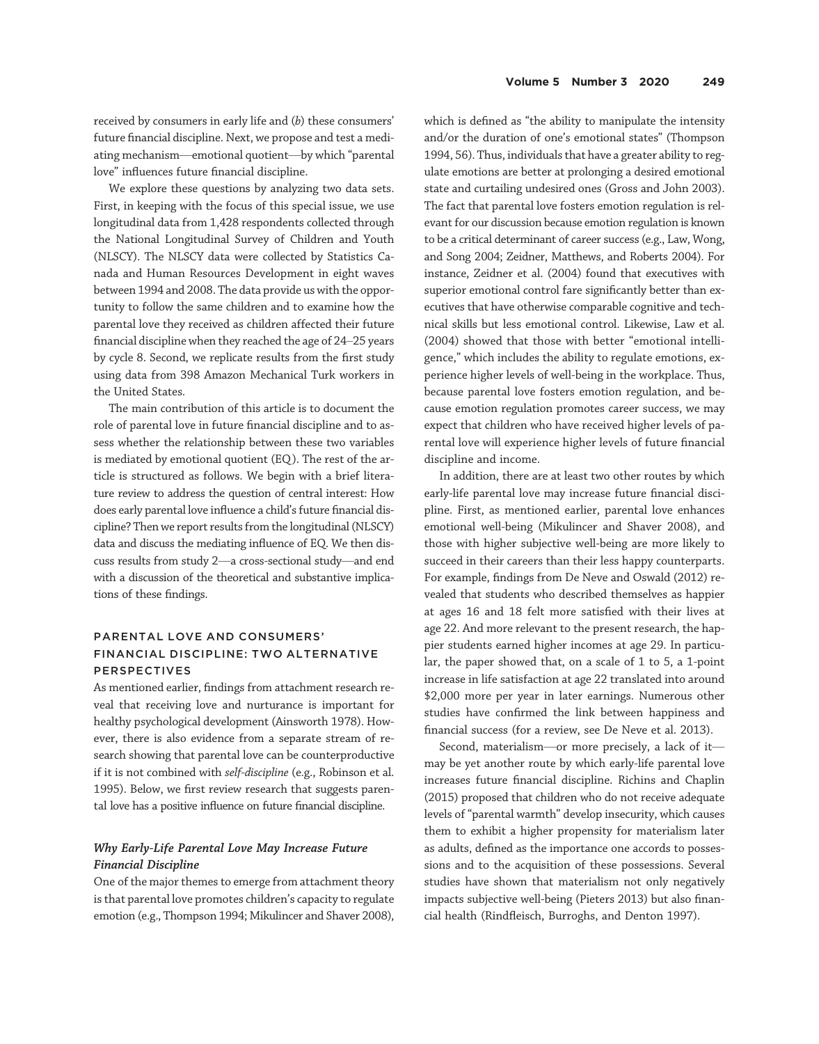received by consumers in early life and (*b*) these consumers' future financial discipline. Next, we propose and test a mediating mechanism—emotional quotient—by which "parental love" influences future financial discipline.

We explore these questions by analyzing two data sets. First, in keeping with the focus of this special issue, we use longitudinal data from 1,428 respondents collected through the National Longitudinal Survey of Children and Youth (NLSCY). The NLSCY data were collected by Statistics Canada and Human Resources Development in eight waves between 1994 and 2008. The data provide us with the opportunity to follow the same children and to examine how the parental love they received as children affected their future financial discipline when they reached the age of 24–25 years by cycle 8. Second, we replicate results from the first study using data from 398 Amazon Mechanical Turk workers in the United States.

The main contribution of this article is to document the role of parental love in future financial discipline and to assess whether the relationship between these two variables is mediated by emotional quotient (EQ). The rest of the article is structured as follows. We begin with a brief literature review to address the question of central interest: How does early parental love influence a child's future financial discipline? Then we report results from the longitudinal (NLSCY) data and discuss the mediating influence of EQ. We then discuss results from study 2—a cross-sectional study—and end with a discussion of the theoretical and substantive implications of these findings.

## PARENTAL LOVE AND CONSUMERS' FINANCIAL DISCIPLINE: TWO ALTERNATIVE PERSPECTIVES

As mentioned earlier, findings from attachment research reveal that receiving love and nurturance is important for healthy psychological development (Ainsworth 1978). However, there is also evidence from a separate stream of research showing that parental love can be counterproductive if it is not combined with *self-discipline* (e.g., Robinson et al. 1995). Below, we first review research that suggests parental love has a positive influence on future financial discipline.

### *Why Early-Life Parental Love May Increase Future Financial Discipline*

One of the major themes to emerge from attachment theory is that parental love promotes children's capacity to regulate emotion (e.g., Thompson 1994; Mikulincer and Shaver 2008), which is defined as "the ability to manipulate the intensity and/or the duration of one's emotional states" (Thompson 1994, 56). Thus, individuals that have a greater ability to regulate emotions are better at prolonging a desired emotional state and curtailing undesired ones (Gross and John 2003). The fact that parental love fosters emotion regulation is relevant for our discussion because emotion regulation is known to be a critical determinant of career success (e.g., Law, Wong, and Song 2004; Zeidner, Matthews, and Roberts 2004). For instance, Zeidner et al. (2004) found that executives with superior emotional control fare significantly better than executives that have otherwise comparable cognitive and technical skills but less emotional control. Likewise, Law et al. (2004) showed that those with better "emotional intelligence," which includes the ability to regulate emotions, experience higher levels of well-being in the workplace. Thus, because parental love fosters emotion regulation, and because emotion regulation promotes career success, we may expect that children who have received higher levels of parental love will experience higher levels of future financial discipline and income.

In addition, there are at least two other routes by which early-life parental love may increase future financial discipline. First, as mentioned earlier, parental love enhances emotional well-being (Mikulincer and Shaver 2008), and those with higher subjective well-being are more likely to succeed in their careers than their less happy counterparts. For example, findings from De Neve and Oswald (2012) revealed that students who described themselves as happier at ages 16 and 18 felt more satisfied with their lives at age 22. And more relevant to the present research, the happier students earned higher incomes at age 29. In particular, the paper showed that, on a scale of 1 to 5, a 1-point increase in life satisfaction at age 22 translated into around $2,000 more per year in later earnings. Numerous other studies have confirmed the link between happiness and financial success (for a review, see De Neve et al. 2013).

Second, materialism—or more precisely, a lack of it—may be yet another route by which early-life parental love increases future financial discipline. Richins and Chaplin (2015) proposed that children who do not receive adequate levels of "parental warmth" develop insecurity, which causes them to exhibit a higher propensity for materialism later as adults, defined as the importance one accords to possessions and to the acquisition of these possessions. Several studies have shown that materialism not only negatively impacts subjective well-being (Pieters 2013) but also financial health (Rindfleisch, Burroghs, and Denton 1997).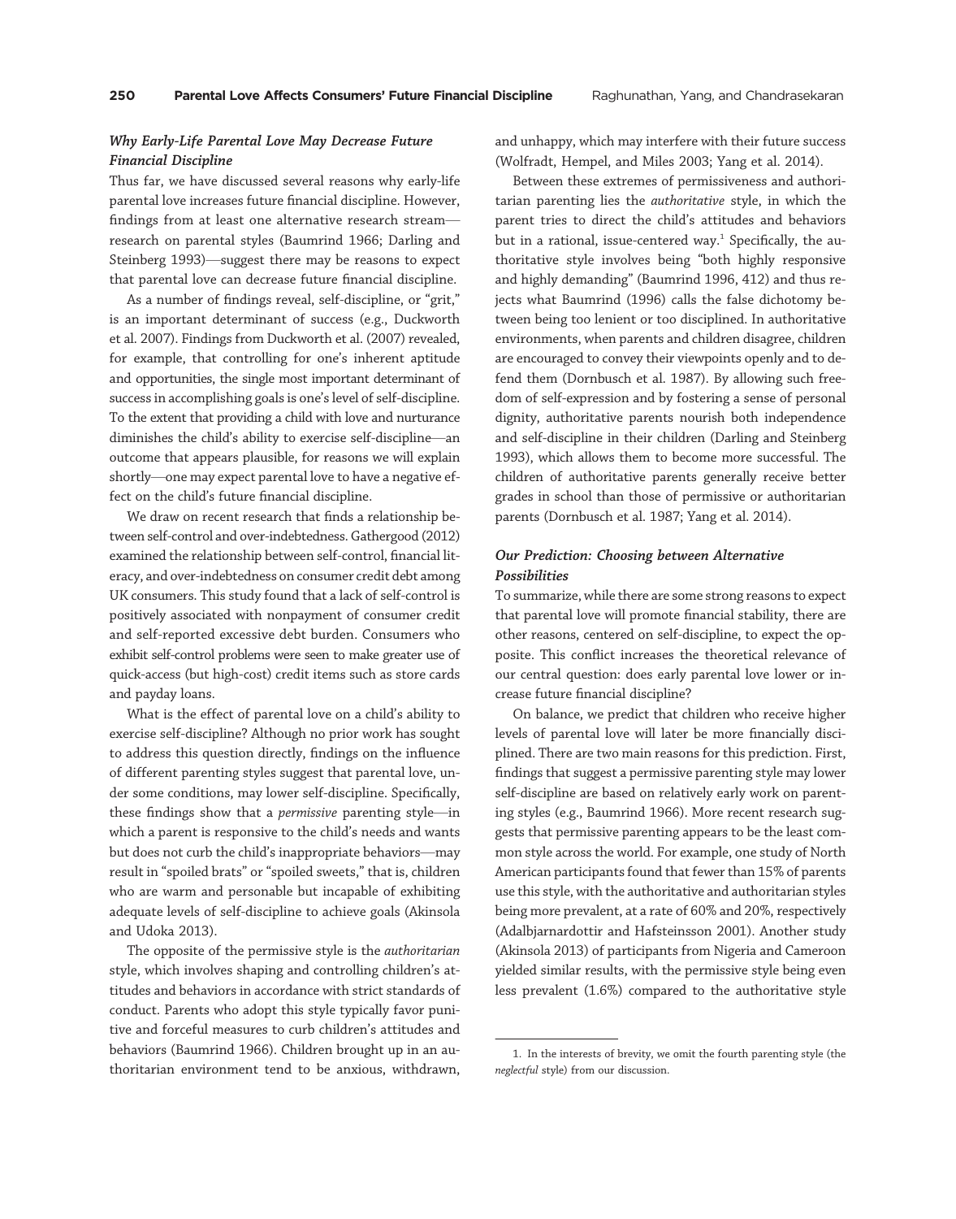### *Why Early-Life Parental Love May Decrease Future Financial Discipline*

Thus far, we have discussed several reasons why early-life parental love increases future financial discipline. However, findings from at least one alternative research stream—research on parental styles (Baumrind 1966; Darling and Steinberg 1993)—suggest there may be reasons to expect that parental love can decrease future financial discipline.

As a number of findings reveal, self-discipline, or "grit," is an important determinant of success (e.g., Duckworth et al. 2007). Findings from Duckworth et al. (2007) revealed, for example, that controlling for one's inherent aptitude and opportunities, the single most important determinant of success in accomplishing goals is one's level of self-discipline. To the extent that providing a child with love and nurturance diminishes the child's ability to exercise self-discipline—an outcome that appears plausible, for reasons we will explain shortly—one may expect parental love to have a negative effect on the child's future financial discipline.

We draw on recent research that finds a relationship between self-control and over-indebtedness. Gathergood (2012) examined the relationship between self-control, financial literacy, and over-indebtedness on consumer credit debt among UK consumers. This study found that a lack of self-control is positively associated with nonpayment of consumer credit and self-reported excessive debt burden. Consumers who exhibit self-control problems were seen to make greater use of quick-access (but high-cost) credit items such as store cards and payday loans.

What is the effect of parental love on a child's ability to exercise self-discipline? Although no prior work has sought to address this question directly, findings on the influence of different parenting styles suggest that parental love, under some conditions, may lower self-discipline. Specifically, these findings show that a *permissive* parenting style—in which a parent is responsive to the child's needs and wants but does not curb the child's inappropriate behaviors—may result in "spoiled brats" or "spoiled sweets," that is, children who are warm and personable but incapable of exhibiting adequate levels of self-discipline to achieve goals (Akinsola and Udoka 2013).

The opposite of the permissive style is the *authoritarian* style, which involves shaping and controlling children's attitudes and behaviors in accordance with strict standards of conduct. Parents who adopt this style typically favor punitive and forceful measures to curb children's attitudes and behaviors (Baumrind 1966). Children brought up in an authoritarian environment tend to be anxious, withdrawn, and unhappy, which may interfere with their future success (Wolfradt, Hempel, and Miles 2003; Yang et al. 2014).

Between these extremes of permissiveness and authoritarian parenting lies the *authoritative* style, in which the parent tries to direct the child's attitudes and behaviors but in a rational, issue-centered way.[1] Specifically, the authoritative style involves being "both highly responsive and highly demanding" (Baumrind 1996, 412) and thus rejects what Baumrind (1996) calls the false dichotomy between being too lenient or too disciplined. In authoritative environments, when parents and children disagree, children are encouraged to convey their viewpoints openly and to defend them (Dornbusch et al. 1987). By allowing such freedom of self-expression and by fostering a sense of personal dignity, authoritative parents nourish both independence and self-discipline in their children (Darling and Steinberg 1993), which allows them to become more successful. The children of authoritative parents generally receive better grades in school than those of permissive or authoritarian parents (Dornbusch et al. 1987; Yang et al. 2014).

### *Our Prediction: Choosing between Alternative Possibilities*

To summarize, while there are some strong reasons to expect that parental love will promote financial stability, there are other reasons, centered on self-discipline, to expect the opposite. This conflict increases the theoretical relevance of our central question: does early parental love lower or increase future financial discipline?

On balance, we predict that children who receive higher levels of parental love will later be more financially disciplined. There are two main reasons for this prediction. First, findings that suggest a permissive parenting style may lower self-discipline are based on relatively early work on parenting styles (e.g., Baumrind 1966). More recent research suggests that permissive parenting appears to be the least common style across the world. For example, one study of North American participants found that fewer than 15% of parents use this style, with the authoritative and authoritarian styles being more prevalent, at a rate of 60% and 20%, respectively (Adalbjarnardottir and Hafsteinsson 2001). Another study (Akinsola 2013) of participants from Nigeria and Cameroon yielded similar results, with the permissive style being even less prevalent (1.6%) compared to the authoritative style

1. In the interests of brevity, we omit the fourth parenting style (the *neglectful* style) from our discussion.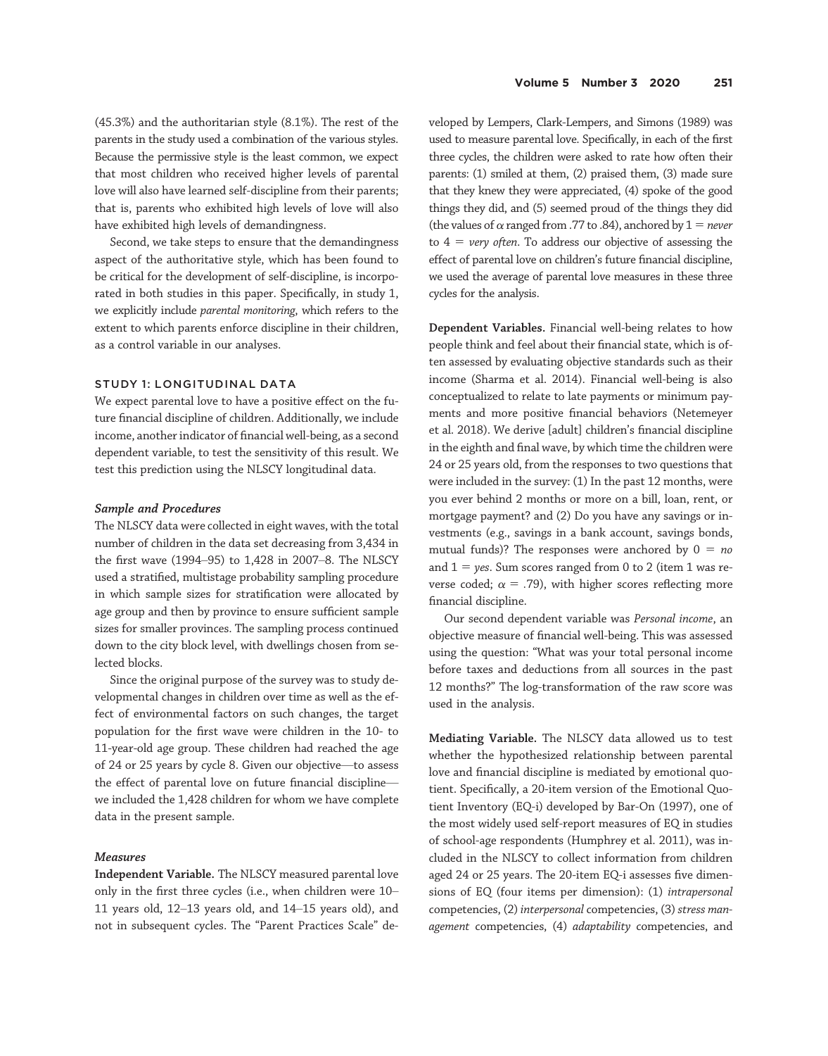(45.3%) and the authoritarian style (8.1%). The rest of the parents in the study used a combination of the various styles. Because the permissive style is the least common, we expect that most children who received higher levels of parental love will also have learned self-discipline from their parents; that is, parents who exhibited high levels of love will also have exhibited high levels of demandingness.

Second, we take steps to ensure that the demandingness aspect of the authoritative style, which has been found to be critical for the development of self-discipline, is incorporated in both studies in this paper. Specifically, in study 1, we explicitly include *parental monitoring*, which refers to the extent to which parents enforce discipline in their children, as a control variable in our analyses.

## STUDY 1: LONGITUDINAL DATA

We expect parental love to have a positive effect on the future financial discipline of children. Additionally, we include income, another indicator of financial well-being, as a second dependent variable, to test the sensitivity of this result. We test this prediction using the NLSCY longitudinal data.

### *Sample and Procedures*

The NLSCY data were collected in eight waves, with the total number of children in the data set decreasing from 3,434 in the first wave (1994–95) to 1,428 in 2007–8. The NLSCY used a stratified, multistage probability sampling procedure in which sample sizes for stratification were allocated by age group and then by province to ensure sufficient sample sizes for smaller provinces. The sampling process continued down to the city block level, with dwellings chosen from selected blocks.

Since the original purpose of the survey was to study developmental changes in children over time as well as the effect of environmental factors on such changes, the target population for the first wave were children in the 10- to 11-year-old age group. These children had reached the age of 24 or 25 years by cycle 8. Given our objective—to assess the effect of parental love on future financial discipline—we included the 1,428 children for whom we have complete data in the present sample.

### *Measures*

**Independent Variable.** The NLSCY measured parental love only in the first three cycles (i.e., when children were 10–11 years old, 12–13 years old, and 14–15 years old), and not in subsequent cycles. The "Parent Practices Scale" developed by Lempers, Clark-Lempers, and Simons (1989) was used to measure parental love. Specifically, in each of the first three cycles, the children were asked to rate how often their parents: (1) smiled at them, (2) praised them, (3) made sure that they knew they were appreciated, (4) spoke of the good things they did, and (5) seemed proud of the things they did (the values of $\alpha$ ranged from .77 to .84), anchored by 1 = *never* to 4 = *very often*. To address our objective of assessing the effect of parental love on children's future financial discipline, we used the average of parental love measures in these three cycles for the analysis.

**Dependent Variables.** Financial well-being relates to how people think and feel about their financial state, which is often assessed by evaluating objective standards such as their income (Sharma et al. 2014). Financial well-being is also conceptualized to relate to late payments or minimum payments and more positive financial behaviors (Netemeyer et al. 2018). We derive [adult] children's financial discipline in the eighth and final wave, by which time the children were 24 or 25 years old, from the responses to two questions that were included in the survey: (1) In the past 12 months, were you ever behind 2 months or more on a bill, loan, rent, or mortgage payment? and (2) Do you have any savings or investments (e.g., savings in a bank account, savings bonds, mutual funds)? The responses were anchored by 0 = *no* and 1 = *yes*. Sum scores ranged from 0 to 2 (item 1 was reverse coded; $\alpha$ = .79), with higher scores reflecting more financial discipline.

Our second dependent variable was *Personal income*, an objective measure of financial well-being. This was assessed using the question: "What was your total personal income before taxes and deductions from all sources in the past 12 months?" The log-transformation of the raw score was used in the analysis.

**Mediating Variable.** The NLSCY data allowed us to test whether the hypothesized relationship between parental love and financial discipline is mediated by emotional quotient. Specifically, a 20-item version of the Emotional Quotient Inventory (EQ-i) developed by Bar-On (1997), one of the most widely used self-report measures of EQ in studies of school-age respondents (Humphrey et al. 2011), was included in the NLSCY to collect information from children aged 24 or 25 years. The 20-item EQ-i assesses five dimensions of EQ (four items per dimension): (1) *intrapersonal* competencies, (2) *interpersonal* competencies, (3) *stress management* competencies, (4) *adaptability* competencies, and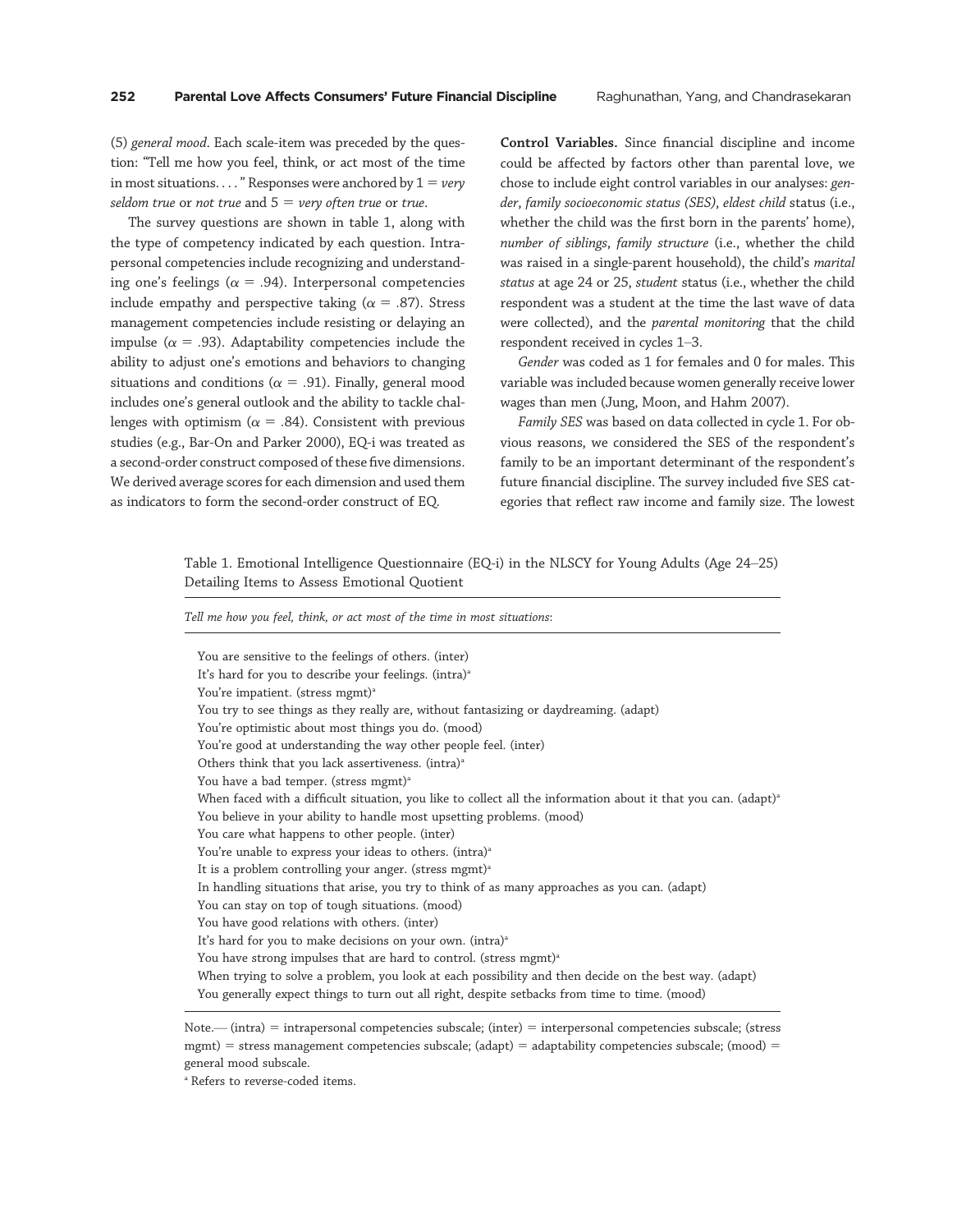(5) *general mood*. Each scale-item was preceded by the question: "Tell me how you feel, think, or act most of the time in most situations. . . ." Responses were anchored by 1 = *very seldom true* or *not true* and 5 = *very often true* or *true*.

The survey questions are shown in table 1, along with the type of competency indicated by each question. Intrapersonal competencies include recognizing and understanding one's feelings ($\alpha = .94$). Interpersonal competencies include empathy and perspective taking ($\alpha = .87$). Stress management competencies include resisting or delaying an impulse ($\alpha = .93$). Adaptability competencies include the ability to adjust one's emotions and behaviors to changing situations and conditions ($\alpha = .91$). Finally, general mood includes one's general outlook and the ability to tackle challenges with optimism ($\alpha = .84$). Consistent with previous studies (e.g., Bar-On and Parker 2000), EQ-i was treated as a second-order construct composed of these five dimensions. We derived average scores for each dimension and used them as indicators to form the second-order construct of EQ.

**Control Variables.** Since financial discipline and income could be affected by factors other than parental love, we chose to include eight control variables in our analyses: *gender*, *family socioeconomic status (SES)*, *eldest child* status (i.e., whether the child was the first born in the parents' home), *number of siblings*, *family structure* (i.e., whether the child was raised in a single-parent household), the child's *marital status* at age 24 or 25, *student* status (i.e., whether the child respondent was a student at the time the last wave of data were collected), and the *parental monitoring* that the child respondent received in cycles 1–3.

*Gender* was coded as 1 for females and 0 for males. This variable was included because women generally receive lower wages than men (Jung, Moon, and Hahm 2007).

*Family SES* was based on data collected in cycle 1. For obvious reasons, we considered the SES of the respondent's family to be an important determinant of the respondent's future financial discipline. The survey included five SES categories that reflect raw income and family size. The lowest

Table 1. Emotional Intelligence Questionnaire (EQ-i) in the NLSCY for Young Adults (Age 24–25) Detailing Items to Assess Emotional Quotient

| *Tell me how you feel, think, or act most of the time in most situations*: |
|---|
| You are sensitive to the feelings of others. (inter) |
| It's hard for you to describe your feelings. (intra)[a] |
| You're impatient. (stress mgmt)[a] |
| You try to see things as they really are, without fantasizing or daydreaming. (adapt) |
| You're optimistic about most things you do. (mood) |
| You're good at understanding the way other people feel. (inter) |
| Others think that you lack assertiveness. (intra)[a] |
| You have a bad temper. (stress mgmt)[a] |
| When faced with a difficult situation, you like to collect all the information about it that you can. (adapt)[a] |
| You believe in your ability to handle most upsetting problems. (mood) |
| You care what happens to other people. (inter) |
| You're unable to express your ideas to others. (intra)[a] |
| It is a problem controlling your anger. (stress mgmt)[a] |
| In handling situations that arise, you try to think of as many approaches as you can. (adapt) |
| You can stay on top of tough situations. (mood) |
| You have good relations with others. (inter) |
| It's hard for you to make decisions on your own. (intra)[a] |
| You have strong impulses that are hard to control. (stress mgmt)[a] |
| When trying to solve a problem, you look at each possibility and then decide on the best way. (adapt) |
| You generally expect things to turn out all right, despite setbacks from time to time. (mood) |

Note.— (intra) = intrapersonal competencies subscale; (inter) = interpersonal competencies subscale; (stress mgmt) = stress management competencies subscale; (adapt) = adaptability competencies subscale; (mood) = general mood subscale.

[a] Refers to reverse-coded items.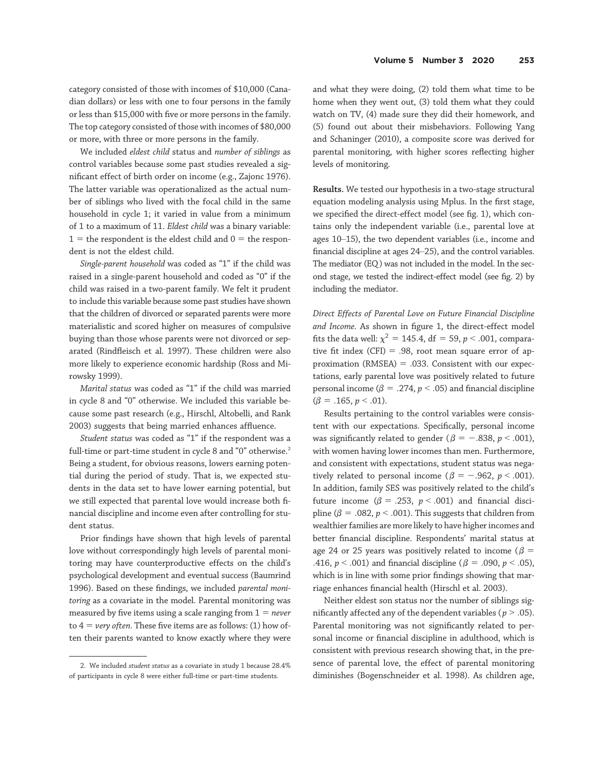category consisted of those with incomes of $10,000 (Canadian dollars) or less with one to four persons in the family or less than $15,000 with five or more persons in the family. The top category consisted of those with incomes of $80,000 or more, with three or more persons in the family.

We included *eldest child* status and *number of siblings* as control variables because some past studies revealed a significant effect of birth order on income (e.g., Zajonc 1976). The latter variable was operationalized as the actual number of siblings who lived with the focal child in the same household in cycle 1; it varied in value from a minimum of 1 to a maximum of 11. *Eldest child* was a binary variable: 1 = the respondent is the eldest child and 0 = the respondent is not the eldest child.

*Single-parent household* was coded as "1" if the child was raised in a single-parent household and coded as "0" if the child was raised in a two-parent family. We felt it prudent to include this variable because some past studies have shown that the children of divorced or separated parents were more materialistic and scored higher on measures of compulsive buying than those whose parents were not divorced or separated (Rindfleisch et al. 1997). These children were also more likely to experience economic hardship (Ross and Mirowsky 1999).

*Marital status* was coded as "1" if the child was married in cycle 8 and "0" otherwise. We included this variable because some past research (e.g., Hirschl, Altobelli, and Rank 2003) suggests that being married enhances affluence.

*Student status* was coded as "1" if the respondent was a full-time or part-time student in cycle 8 and "0" otherwise.[2] Being a student, for obvious reasons, lowers earning potential during the period of study. That is, we expected students in the data set to have lower earning potential, but we still expected that parental love would increase both financial discipline and income even after controlling for student status.

Prior findings have shown that high levels of parental love without correspondingly high levels of parental monitoring may have counterproductive effects on the child's psychological development and eventual success (Baumrind 1996). Based on these findings, we included *parental monitoring* as a covariate in the model. Parental monitoring was measured by five items using a scale ranging from 1 = *never* to 4 = *very often*. These five items are as follows: (1) how often their parents wanted to know exactly where they were and what they were doing, (2) told them what time to be home when they went out, (3) told them what they could watch on TV, (4) made sure they did their homework, and (5) found out about their misbehaviors. Following Yang and Schaninger (2010), a composite score was derived for parental monitoring, with higher scores reflecting higher levels of monitoring.

**Results.** We tested our hypothesis in a two-stage structural equation modeling analysis using Mplus. In the first stage, we specified the direct-effect model (see fig. 1), which contains only the independent variable (i.e., parental love at ages 10–15), the two dependent variables (i.e., income and financial discipline at ages 24–25), and the control variables. The mediator (EQ) was not included in the model. In the second stage, we tested the indirect-effect model (see fig. 2) by including the mediator.

*Direct Effects of Parental Love on Future Financial Discipline and Income.* As shown in figure 1, the direct-effect model fits the data well: $\chi^2 = 145.4$, df = 59, $p < .001$, comparative fit index (CFI) = .98, root mean square error of approximation (RMSEA) = .033. Consistent with our expectations, early parental love was positively related to future personal income ($\beta = .274$, $p < .05$) and financial discipline ($\beta = .165$, $p < .01$).

Results pertaining to the control variables were consistent with our expectations. Specifically, personal income was significantly related to gender ($\beta = -.838$, $p < .001$), with women having lower incomes than men. Furthermore, and consistent with expectations, student status was negatively related to personal income ($\beta = -.962$, $p < .001$). In addition, family SES was positively related to the child's future income ($\beta = .253$, $p < .001$) and financial discipline ($\beta = .082$, $p < .001$). This suggests that children from wealthier families are more likely to have higher incomes and better financial discipline. Respondents' marital status at age 24 or 25 years was positively related to income ($\beta = .416$, $p < .001$) and financial discipline ($\beta = .090$, $p < .05$), which is in line with some prior findings showing that marriage enhances financial health (Hirschl et al. 2003).

Neither eldest son status nor the number of siblings significantly affected any of the dependent variables ($p > .05$). Parental monitoring was not significantly related to personal income or financial discipline in adulthood, which is consistent with previous research showing that, in the presence of parental love, the effect of parental monitoring diminishes (Bogenschneider et al. 1998). As children age,

2. We included *student status* as a covariate in study 1 because 28.4% of participants in cycle 8 were either full-time or part-time students.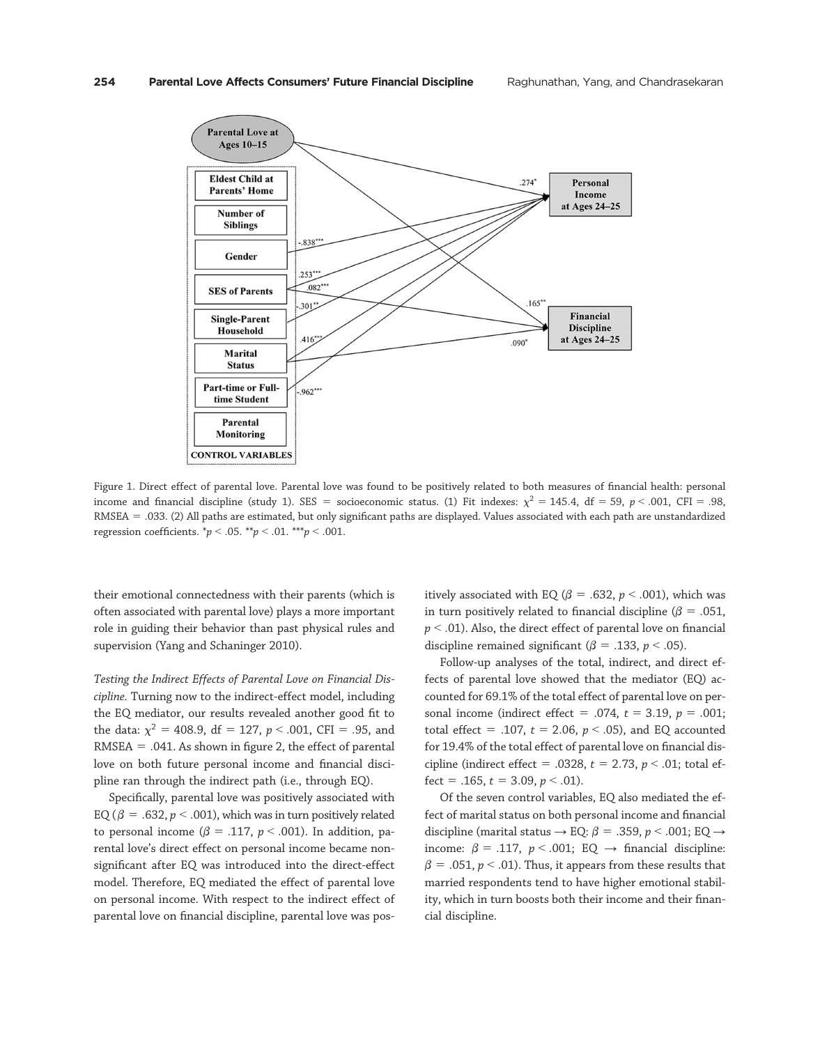Figure 1. Direct effect of parental love. Parental love was found to be positively related to both measures of financial health: personal income and financial discipline (study 1). SES = socioeconomic status. (1) Fit indexes: $\chi^2 = 145.4$, df = 59, $p < .001$, CFI = .98, RMSEA = .033. (2) All paths are estimated, but only significant paths are displayed. Values associated with each path are unstandardized regression coefficients. \*$p < .05$. \*\*$p < .01$. \*\*\*$p < .001$.

their emotional connectedness with their parents (which is often associated with parental love) plays a more important role in guiding their behavior than past physical rules and supervision (Yang and Schaninger 2010).

*Testing the Indirect Effects of Parental Love on Financial Discipline.* Turning now to the indirect-effect model, including the EQ mediator, our results revealed another good fit to the data: $\chi^2 = 408.9$, df = 127, $p < .001$, CFI = .95, and RMSEA = .041. As shown in figure 2, the effect of parental love on both future personal income and financial discipline ran through the indirect path (i.e., through EQ).

Specifically, parental love was positively associated with EQ ($\beta = .632$, $p < .001$), which was in turn positively related to personal income ($\beta = .117$, $p < .001$). In addition, parental love's direct effect on personal income became nonsignificant after EQ was introduced into the direct-effect model. Therefore, EQ mediated the effect of parental love on personal income. With respect to the indirect effect of parental love on financial discipline, parental love was positively associated with EQ ($\beta = .632$, $p < .001$), which was in turn positively related to financial discipline ($\beta = .051$, $p < .01$). Also, the direct effect of parental love on financial discipline remained significant ($\beta = .133$, $p < .05$).

Follow-up analyses of the total, indirect, and direct effects of parental love showed that the mediator (EQ) accounted for 69.1% of the total effect of parental love on personal income (indirect effect = .074, $t = 3.19$, $p = .001$; total effect = .107, $t = 2.06$, $p < .05$), and EQ accounted for 19.4% of the total effect of parental love on financial discipline (indirect effect = .0328, $t = 2.73$, $p < .01$; total effect = .165, $t = 3.09$, $p < .01$).

Of the seven control variables, EQ also mediated the effect of marital status on both personal income and financial discipline (marital status → EQ: $\beta = .359$, $p < .001$; EQ → income: $\beta = .117$, $p < .001$; EQ → financial discipline: $\beta = .051$, $p < .01$). Thus, it appears from these results that married respondents tend to have higher emotional stability, which in turn boosts both their income and their financial discipline.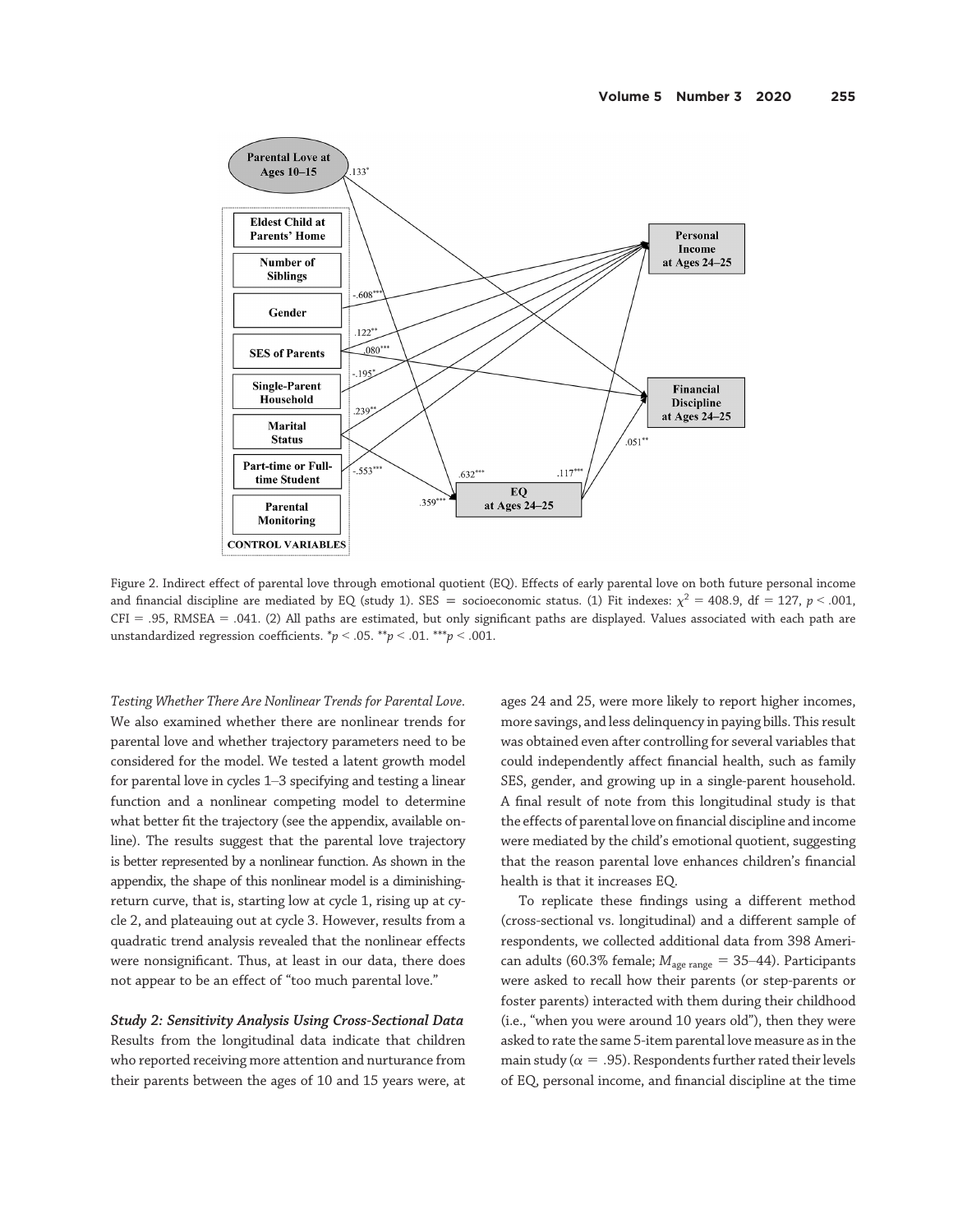Figure 2. Indirect effect of parental love through emotional quotient (EQ). Effects of early parental love on both future personal income and financial discipline are mediated by EQ (study 1). SES = socioeconomic status. (1) Fit indexes: $\chi^2 = 408.9$, df = 127, $p < .001$, CFI = .95, RMSEA = .041. (2) All paths are estimated, but only significant paths are displayed. Values associated with each path are unstandardized regression coefficients. $^{*}p < .05$. $^{**}p < .01$. $^{***}p < .001$.

*Testing Whether There Are Nonlinear Trends for Parental Love.* We also examined whether there are nonlinear trends for parental love and whether trajectory parameters need to be considered for the model. We tested a latent growth model for parental love in cycles 1–3 specifying and testing a linear function and a nonlinear competing model to determine what better fit the trajectory (see the appendix, available online). The results suggest that the parental love trajectory is better represented by a nonlinear function. As shown in the appendix, the shape of this nonlinear model is a diminishing-return curve, that is, starting low at cycle 1, rising up at cycle 2, and plateauing out at cycle 3. However, results from a quadratic trend analysis revealed that the nonlinear effects were nonsignificant. Thus, at least in our data, there does not appear to be an effect of "too much parental love."

***Study 2: Sensitivity Analysis Using Cross-Sectional Data***

Results from the longitudinal data indicate that children who reported receiving more attention and nurturance from their parents between the ages of 10 and 15 years were, at ages 24 and 25, were more likely to report higher incomes, more savings, and less delinquency in paying bills. This result was obtained even after controlling for several variables that could independently affect financial health, such as family SES, gender, and growing up in a single-parent household. A final result of note from this longitudinal study is that the effects of parental love on financial discipline and income were mediated by the child's emotional quotient, suggesting that the reason parental love enhances children's financial health is that it increases EQ.

To replicate these findings using a different method (cross-sectional vs. longitudinal) and a different sample of respondents, we collected additional data from 398 American adults (60.3% female; $M_{\text{age range}} = 35–44$). Participants were asked to recall how their parents (or step-parents or foster parents) interacted with them during their childhood (i.e., "when you were around 10 years old"), then they were asked to rate the same 5-item parental love measure as in the main study ($\alpha = .95$). Respondents further rated their levels of EQ, personal income, and financial discipline at the time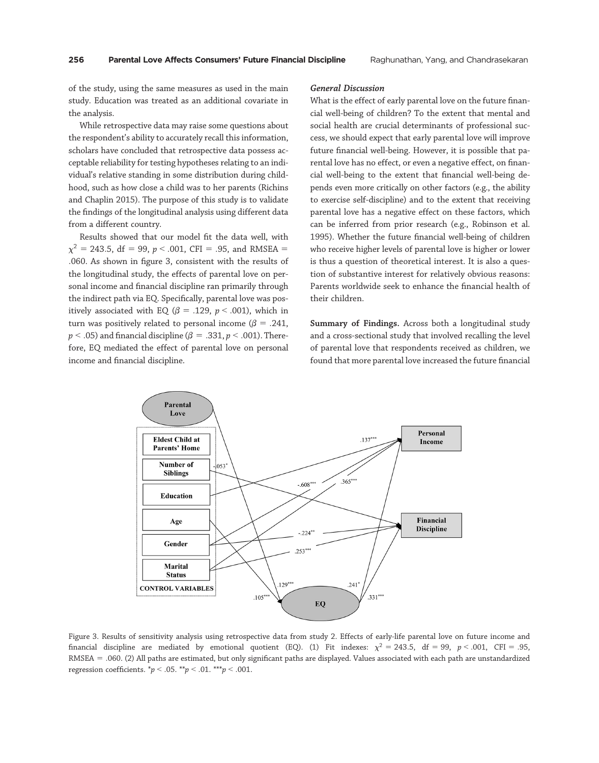of the study, using the same measures as used in the main study. Education was treated as an additional covariate in the analysis.

While retrospective data may raise some questions about the respondent's ability to accurately recall this information, scholars have concluded that retrospective data possess acceptable reliability for testing hypotheses relating to an individual's relative standing in some distribution during childhood, such as how close a child was to her parents (Richins and Chaplin 2015). The purpose of this study is to validate the findings of the longitudinal analysis using different data from a different country.

Results showed that our model fit the data well, with $\chi^2 = 243.5$, df = 99, $p < .001$, CFI = .95, and RMSEA = .060. As shown in figure 3, consistent with the results of the longitudinal study, the effects of parental love on personal income and financial discipline ran primarily through the indirect path via EQ. Specifically, parental love was positively associated with EQ ($\beta = .129$, $p < .001$), which in turn was positively related to personal income ($\beta = .241$, $p < .05$) and financial discipline ($\beta = .331$, $p < .001$). Therefore, EQ mediated the effect of parental love on personal income and financial discipline.

### General Discussion

What is the effect of early parental love on the future financial well-being of children? To the extent that mental and social health are crucial determinants of professional success, we should expect that early parental love will improve future financial well-being. However, it is possible that parental love has no effect, or even a negative effect, on financial well-being to the extent that financial well-being depends even more critically on other factors (e.g., the ability to exercise self-discipline) and to the extent that receiving parental love has a negative effect on these factors, which can be inferred from prior research (e.g., Robinson et al. 1995). Whether the future financial well-being of children who receive higher levels of parental love is higher or lower is thus a question of theoretical interest. It is also a question of substantive interest for relatively obvious reasons: Parents worldwide seek to enhance the financial health of their children.

**Summary of Findings.** Across both a longitudinal study and a cross-sectional study that involved recalling the level of parental love that respondents received as children, we found that more parental love increased the future financial

Figure 3. Results of sensitivity analysis using retrospective data from study 2. Effects of early-life parental love on future income and financial discipline are mediated by emotional quotient (EQ). (1) Fit indexes: $\chi^2 = 243.5$, df = 99, $p < .001$, CFI = .95, RMSEA = .060. (2) All paths are estimated, but only significant paths are displayed. Values associated with each path are unstandardized regression coefficients. *$p < .05$. **$p < .01$. ***$p < .001$.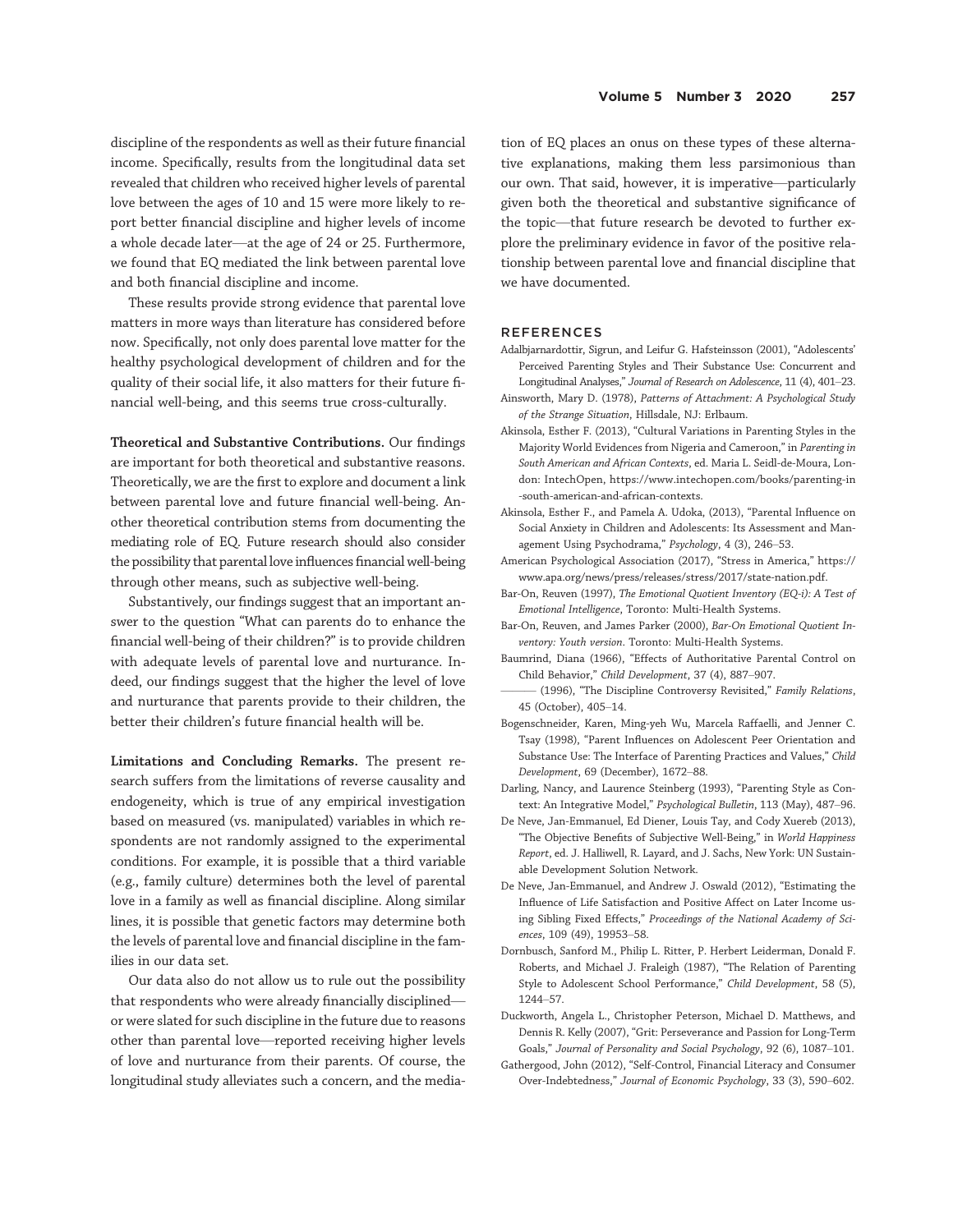discipline of the respondents as well as their future financial income. Specifically, results from the longitudinal data set revealed that children who received higher levels of parental love between the ages of 10 and 15 were more likely to report better financial discipline and higher levels of income a whole decade later—at the age of 24 or 25. Furthermore, we found that EQ mediated the link between parental love and both financial discipline and income.

These results provide strong evidence that parental love matters in more ways than literature has considered before now. Specifically, not only does parental love matter for the healthy psychological development of children and for the quality of their social life, it also matters for their future financial well-being, and this seems true cross-culturally.

**Theoretical and Substantive Contributions.** Our findings are important for both theoretical and substantive reasons. Theoretically, we are the first to explore and document a link between parental love and future financial well-being. Another theoretical contribution stems from documenting the mediating role of EQ. Future research should also consider the possibility that parental love influences financial well-being through other means, such as subjective well-being.

Substantively, our findings suggest that an important answer to the question "What can parents do to enhance the financial well-being of their children?" is to provide children with adequate levels of parental love and nurturance. Indeed, our findings suggest that the higher the level of love and nurturance that parents provide to their children, the better their children's future financial health will be.

**Limitations and Concluding Remarks.** The present research suffers from the limitations of reverse causality and endogeneity, which is true of any empirical investigation based on measured (vs. manipulated) variables in which respondents are not randomly assigned to the experimental conditions. For example, it is possible that a third variable (e.g., family culture) determines both the level of parental love in a family as well as financial discipline. Along similar lines, it is possible that genetic factors may determine both the levels of parental love and financial discipline in the families in our data set.

Our data also do not allow us to rule out the possibility that respondents who were already financially disciplined—or were slated for such discipline in the future due to reasons other than parental love—reported receiving higher levels of love and nurturance from their parents. Of course, the longitudinal study alleviates such a concern, and the mediation of EQ places an onus on these types of these alternative explanations, making them less parsimonious than our own. That said, however, it is imperative—particularly given both the theoretical and substantive significance of the topic—that future research be devoted to further explore the preliminary evidence in favor of the positive relationship between parental love and financial discipline that we have documented.

## REFERENCES

Adalbjarnardottir, Sigrun, and Leifur G. Hafsteinsson (2001), "Adolescents' Perceived Parenting Styles and Their Substance Use: Concurrent and Longitudinal Analyses," *Journal of Research on Adolescence*, 11 (4), 401–23.

Ainsworth, Mary D. (1978), *Patterns of Attachment: A Psychological Study of the Strange Situation*, Hillsdale, NJ: Erlbaum.

Akinsola, Esther F. (2013), "Cultural Variations in Parenting Styles in the Majority World Evidences from Nigeria and Cameroon," in *Parenting in South American and African Contexts*, ed. Maria L. Seidl-de-Moura, London: IntechOpen, https://www.intechopen.com/books/parenting-in-south-american-and-african-contexts.

Akinsola, Esther F., and Pamela A. Udoka, (2013), "Parental Influence on Social Anxiety in Children and Adolescents: Its Assessment and Management Using Psychodrama," *Psychology*, 4 (3), 246–53.

American Psychological Association (2017), "Stress in America," https://www.apa.org/news/press/releases/stress/2017/state-nation.pdf.

Bar-On, Reuven (1997), *The Emotional Quotient Inventory (EQ-i): A Test of Emotional Intelligence*, Toronto: Multi-Health Systems.

Bar-On, Reuven, and James Parker (2000), *Bar-On Emotional Quotient Inventory: Youth version*. Toronto: Multi-Health Systems.

Baumrind, Diana (1966), "Effects of Authoritative Parental Control on Child Behavior," *Child Development*, 37 (4), 887–907.

——— (1996), "The Discipline Controversy Revisited," *Family Relations*, 45 (October), 405–14.

Bogenschneider, Karen, Ming-yeh Wu, Marcela Raffaelli, and Jenner C. Tsay (1998), "Parent Influences on Adolescent Peer Orientation and Substance Use: The Interface of Parenting Practices and Values," *Child Development*, 69 (December), 1672–88.

Darling, Nancy, and Laurence Steinberg (1993), "Parenting Style as Context: An Integrative Model," *Psychological Bulletin*, 113 (May), 487–96.

De Neve, Jan-Emmanuel, Ed Diener, Louis Tay, and Cody Xuereb (2013), "The Objective Benefits of Subjective Well-Being," in *World Happiness Report*, ed. J. Halliwell, R. Layard, and J. Sachs, New York: UN Sustainable Development Solution Network.

De Neve, Jan-Emmanuel, and Andrew J. Oswald (2012), "Estimating the Influence of Life Satisfaction and Positive Affect on Later Income using Sibling Fixed Effects," *Proceedings of the National Academy of Sciences*, 109 (49), 19953–58.

Dornbusch, Sanford M., Philip L. Ritter, P. Herbert Leiderman, Donald F. Roberts, and Michael J. Fraleigh (1987), "The Relation of Parenting Style to Adolescent School Performance," *Child Development*, 58 (5), 1244–57.

Duckworth, Angela L., Christopher Peterson, Michael D. Matthews, and Dennis R. Kelly (2007), "Grit: Perseverance and Passion for Long-Term Goals," *Journal of Personality and Social Psychology*, 92 (6), 1087–101.

Gathergood, John (2012), "Self-Control, Financial Literacy and Consumer Over-Indebtedness," *Journal of Economic Psychology*, 33 (3), 590–602.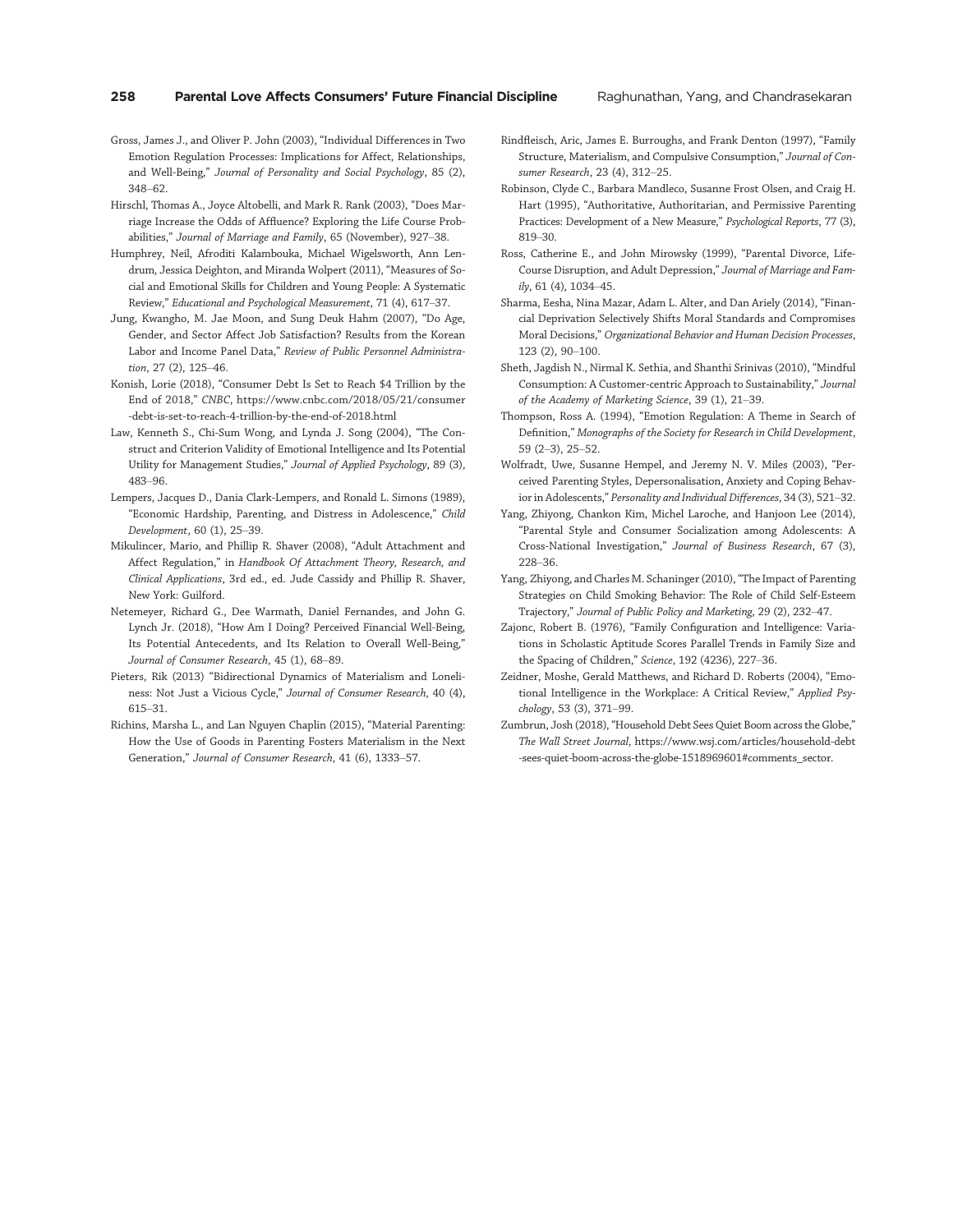Gross, James J., and Oliver P. John (2003), "Individual Differences in Two Emotion Regulation Processes: Implications for Affect, Relationships, and Well-Being," *Journal of Personality and Social Psychology*, 85 (2), 348–62.

Hirschl, Thomas A., Joyce Altobelli, and Mark R. Rank (2003), "Does Marriage Increase the Odds of Affluence? Exploring the Life Course Probabilities," *Journal of Marriage and Family*, 65 (November), 927–38.

Humphrey, Neil, Afroditi Kalambouka, Michael Wigelsworth, Ann Lendrum, Jessica Deighton, and Miranda Wolpert (2011), "Measures of Social and Emotional Skills for Children and Young People: A Systematic Review," *Educational and Psychological Measurement*, 71 (4), 617–37.

Jung, Kwangho, M. Jae Moon, and Sung Deuk Hahm (2007), "Do Age, Gender, and Sector Affect Job Satisfaction? Results from the Korean Labor and Income Panel Data," *Review of Public Personnel Administration*, 27 (2), 125–46.

Konish, Lorie (2018), "Consumer Debt Is Set to Reach $4 Trillion by the End of 2018," *CNBC*, https://www.cnbc.com/2018/05/21/consumer-debt-is-set-to-reach-4-trillion-by-the-end-of-2018.html

Law, Kenneth S., Chi-Sum Wong, and Lynda J. Song (2004), "The Construct and Criterion Validity of Emotional Intelligence and Its Potential Utility for Management Studies," *Journal of Applied Psychology*, 89 (3), 483–96.

Lempers, Jacques D., Dania Clark-Lempers, and Ronald L. Simons (1989), "Economic Hardship, Parenting, and Distress in Adolescence," *Child Development*, 60 (1), 25–39.

Mikulincer, Mario, and Phillip R. Shaver (2008), "Adult Attachment and Affect Regulation," in *Handbook Of Attachment Theory, Research, and Clinical Applications*, 3rd ed., ed. Jude Cassidy and Phillip R. Shaver, New York: Guilford.

Netemeyer, Richard G., Dee Warmath, Daniel Fernandes, and John G. Lynch Jr. (2018), "How Am I Doing? Perceived Financial Well-Being, Its Potential Antecedents, and Its Relation to Overall Well-Being," *Journal of Consumer Research*, 45 (1), 68–89.

Pieters, Rik (2013) "Bidirectional Dynamics of Materialism and Loneliness: Not Just a Vicious Cycle," *Journal of Consumer Research*, 40 (4), 615–31.

Richins, Marsha L., and Lan Nguyen Chaplin (2015), "Material Parenting: How the Use of Goods in Parenting Fosters Materialism in the Next Generation," *Journal of Consumer Research*, 41 (6), 1333–57.

Rindfleisch, Aric, James E. Burroughs, and Frank Denton (1997), "Family Structure, Materialism, and Compulsive Consumption," *Journal of Consumer Research*, 23 (4), 312–25.

Robinson, Clyde C., Barbara Mandleco, Susanne Frost Olsen, and Craig H. Hart (1995), "Authoritative, Authoritarian, and Permissive Parenting Practices: Development of a New Measure," *Psychological Reports*, 77 (3), 819–30.

Ross, Catherine E., and John Mirowsky (1999), "Parental Divorce, Life-Course Disruption, and Adult Depression," *Journal of Marriage and Family*, 61 (4), 1034–45.

Sharma, Eesha, Nina Mazar, Adam L. Alter, and Dan Ariely (2014), "Financial Deprivation Selectively Shifts Moral Standards and Compromises Moral Decisions," *Organizational Behavior and Human Decision Processes*, 123 (2), 90–100.

Sheth, Jagdish N., Nirmal K. Sethia, and Shanthi Srinivas (2010), "Mindful Consumption: A Customer-centric Approach to Sustainability," *Journal of the Academy of Marketing Science*, 39 (1), 21–39.

Thompson, Ross A. (1994), "Emotion Regulation: A Theme in Search of Definition," *Monographs of the Society for Research in Child Development*, 59 (2–3), 25–52.

Wolfradt, Uwe, Susanne Hempel, and Jeremy N. V. Miles (2003), "Perceived Parenting Styles, Depersonalisation, Anxiety and Coping Behavior in Adolescents," *Personality and Individual Differences*, 34 (3), 521–32.

Yang, Zhiyong, Chankon Kim, Michel Laroche, and Hanjoon Lee (2014), "Parental Style and Consumer Socialization among Adolescents: A Cross-National Investigation," *Journal of Business Research*, 67 (3), 228–36.

Yang, Zhiyong, and Charles M. Schaninger (2010), "The Impact of Parenting Strategies on Child Smoking Behavior: The Role of Child Self-Esteem Trajectory," *Journal of Public Policy and Marketing*, 29 (2), 232–47.

Zajonc, Robert B. (1976), "Family Configuration and Intelligence: Variations in Scholastic Aptitude Scores Parallel Trends in Family Size and the Spacing of Children," *Science*, 192 (4236), 227–36.

Zeidner, Moshe, Gerald Matthews, and Richard D. Roberts (2004), "Emotional Intelligence in the Workplace: A Critical Review," *Applied Psychology*, 53 (3), 371–99.

Zumbrun, Josh (2018), "Household Debt Sees Quiet Boom across the Globe," *The Wall Street Journal*, https://www.wsj.com/articles/household-debt-sees-quiet-boom-across-the-globe-1518969601#comments_sector.